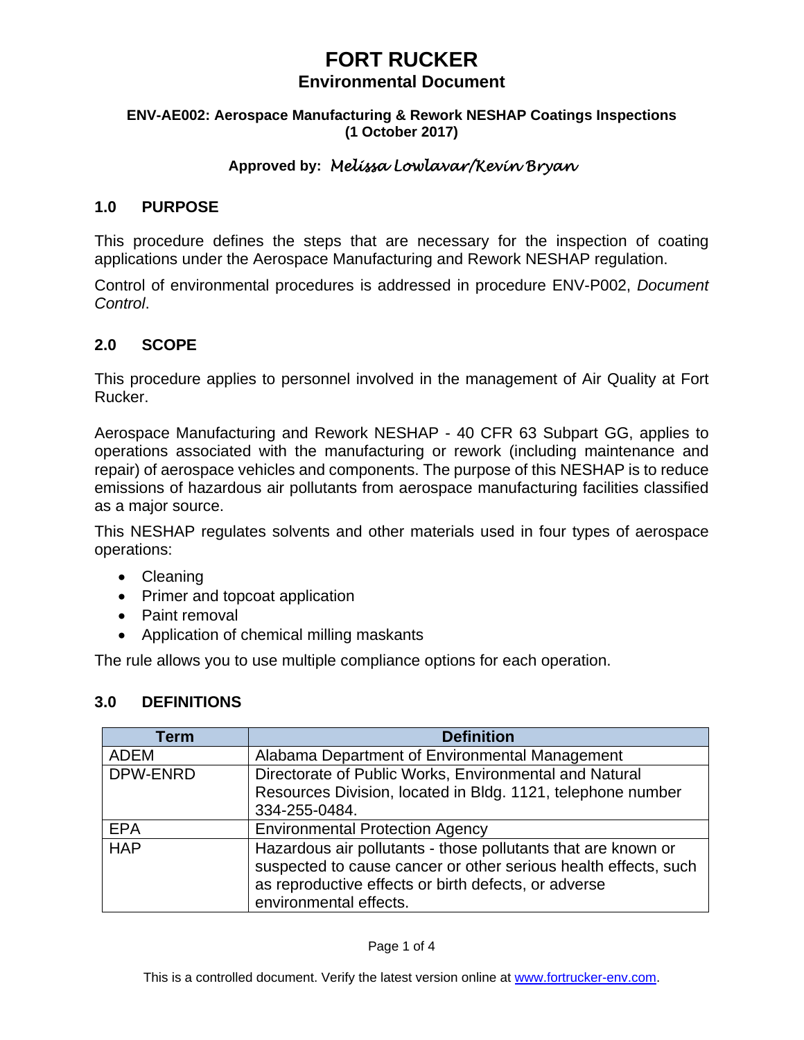# FORT RUCKER
## Environmental Document

**ENV-AE002: Aerospace Manufacturing & Rework NESHAP Coatings Inspections (1 October 2017)**

**Approved by:** *Melissa Lowlavar/Kevin Bryan*

## 1.0 PURPOSE

This procedure defines the steps that are necessary for the inspection of coating applications under the Aerospace Manufacturing and Rework NESHAP regulation.

Control of environmental procedures is addressed in procedure ENV-P002, *Document Control*.

## 2.0 SCOPE

This procedure applies to personnel involved in the management of Air Quality at Fort Rucker.

Aerospace Manufacturing and Rework NESHAP - 40 CFR 63 Subpart GG, applies to operations associated with the manufacturing or rework (including maintenance and repair) of aerospace vehicles and components. The purpose of this NESHAP is to reduce emissions of hazardous air pollutants from aerospace manufacturing facilities classified as a major source.

This NESHAP regulates solvents and other materials used in four types of aerospace operations:

- Cleaning
- Primer and topcoat application
- Paint removal
- Application of chemical milling maskants

The rule allows you to use multiple compliance options for each operation.

## 3.0 DEFINITIONS

| Term | Definition |
|---|---|
| ADEM | Alabama Department of Environmental Management |
| DPW-ENRD | Directorate of Public Works, Environmental and Natural Resources Division, located in Bldg. 1121, telephone number 334-255-0484. |
| EPA | Environmental Protection Agency |
| HAP | Hazardous air pollutants - those pollutants that are known or suspected to cause cancer or other serious health effects, such as reproductive effects or birth defects, or adverse environmental effects. |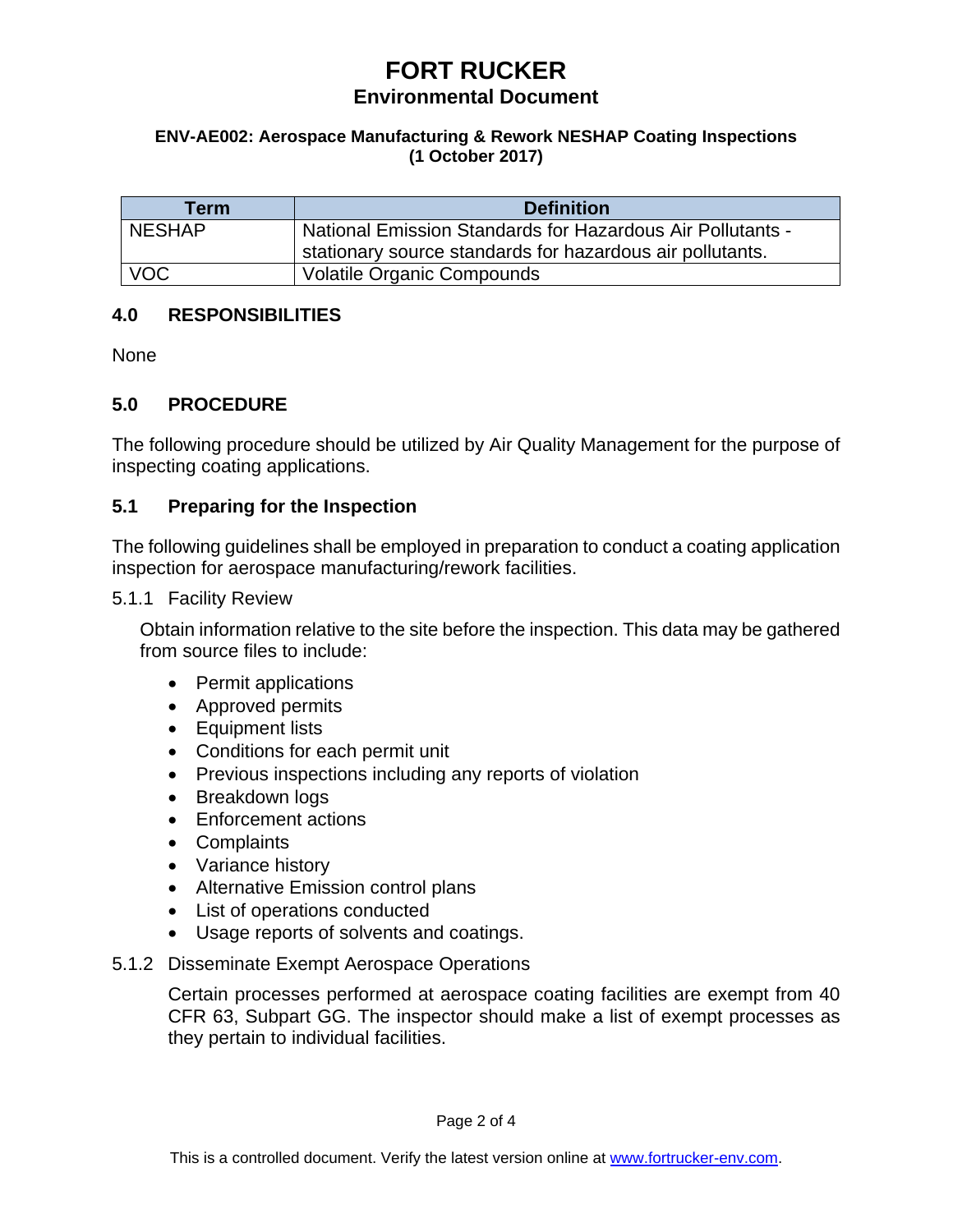# FORT RUCKER
## Environmental Document

**ENV-AE002: Aerospace Manufacturing & Rework NESHAP Coating Inspections (1 October 2017)**

| Term | Definition |
|---|---|
| NESHAP | National Emission Standards for Hazardous Air Pollutants - stationary source standards for hazardous air pollutants. |
| VOC | Volatile Organic Compounds |

## 4.0 RESPONSIBILITIES

None

## 5.0 PROCEDURE

The following procedure should be utilized by Air Quality Management for the purpose of inspecting coating applications.

### 5.1 Preparing for the Inspection

The following guidelines shall be employed in preparation to conduct a coating application inspection for aerospace manufacturing/rework facilities.

5.1.1 Facility Review

Obtain information relative to the site before the inspection. This data may be gathered from source files to include:

- Permit applications
- Approved permits
- Equipment lists
- Conditions for each permit unit
- Previous inspections including any reports of violation
- Breakdown logs
- Enforcement actions
- Complaints
- Variance history
- Alternative Emission control plans
- List of operations conducted
- Usage reports of solvents and coatings.

5.1.2 Disseminate Exempt Aerospace Operations

Certain processes performed at aerospace coating facilities are exempt from 40 CFR 63, Subpart GG. The inspector should make a list of exempt processes as they pertain to individual facilities.

This is a controlled document. Verify the latest version online at [www.fortrucker-env.com](http://www.fortrucker-env.com).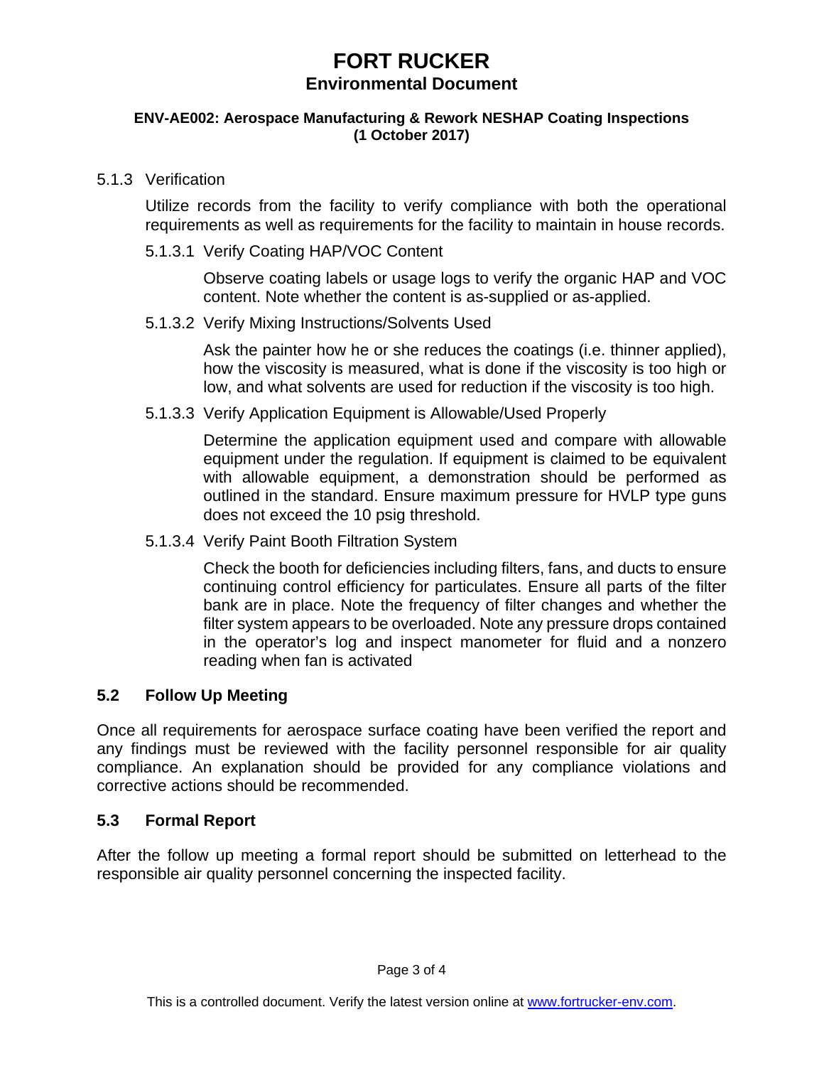#### 5.1.3 Verification

Utilize records from the facility to verify compliance with both the operational requirements as well as requirements for the facility to maintain in house records.

##### 5.1.3.1 Verify Coating HAP/VOC Content

Observe coating labels or usage logs to verify the organic HAP and VOC content. Note whether the content is as-supplied or as-applied.

##### 5.1.3.2 Verify Mixing Instructions/Solvents Used

Ask the painter how he or she reduces the coatings (i.e. thinner applied), how the viscosity is measured, what is done if the viscosity is too high or low, and what solvents are used for reduction if the viscosity is too high.

##### 5.1.3.3 Verify Application Equipment is Allowable/Used Properly

Determine the application equipment used and compare with allowable equipment under the regulation. If equipment is claimed to be equivalent with allowable equipment, a demonstration should be performed as outlined in the standard. Ensure maximum pressure for HVLP type guns does not exceed the 10 psig threshold.

##### 5.1.3.4 Verify Paint Booth Filtration System

Check the booth for deficiencies including filters, fans, and ducts to ensure continuing control efficiency for particulates. Ensure all parts of the filter bank are in place. Note the frequency of filter changes and whether the filter system appears to be overloaded. Note any pressure drops contained in the operator's log and inspect manometer for fluid and a nonzero reading when fan is activated

### 5.2 Follow Up Meeting

Once all requirements for aerospace surface coating have been verified the report and any findings must be reviewed with the facility personnel responsible for air quality compliance. An explanation should be provided for any compliance violations and corrective actions should be recommended.

### 5.3 Formal Report

After the follow up meeting a formal report should be submitted on letterhead to the responsible air quality personnel concerning the inspected facility.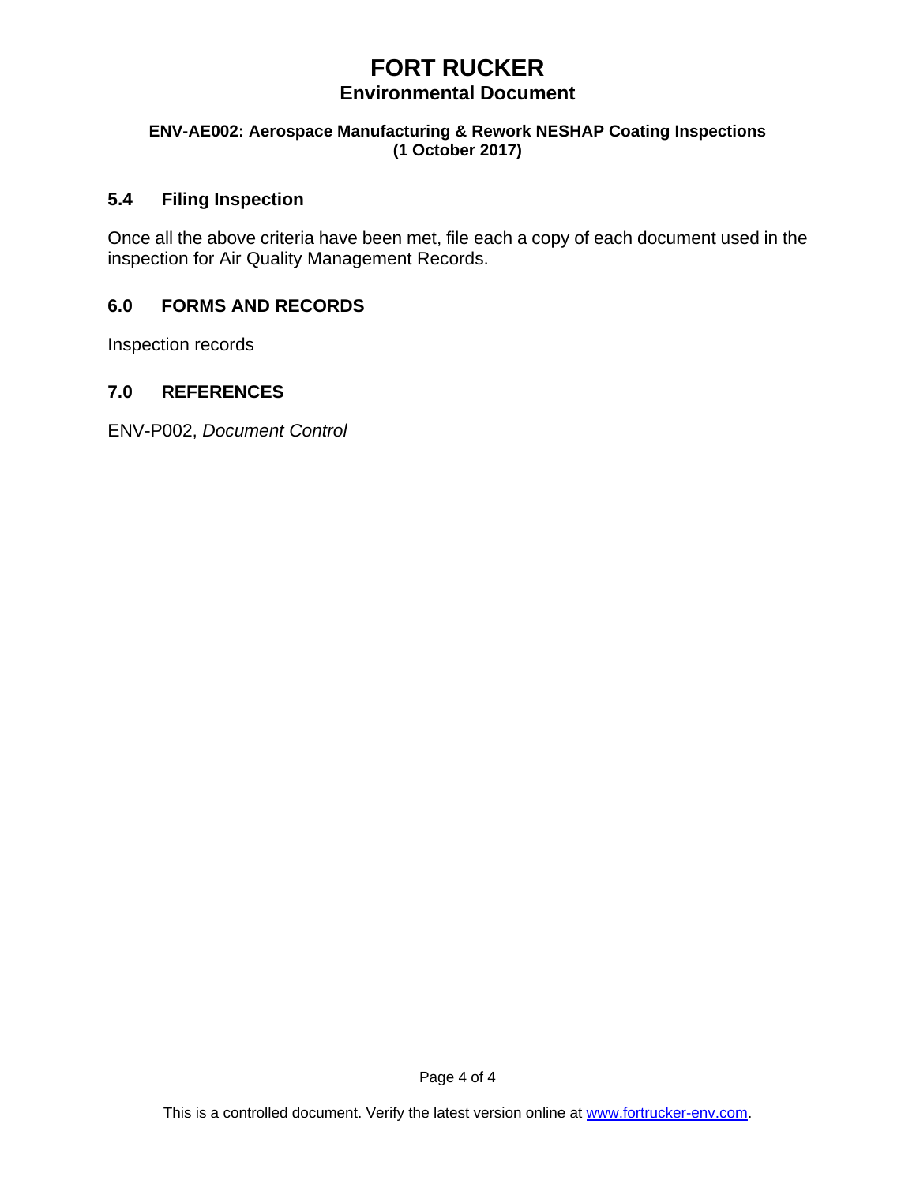### 5.4 Filing Inspection

Once all the above criteria have been met, file each a copy of each document used in the inspection for Air Quality Management Records.

## 6.0 FORMS AND RECORDS

Inspection records

## 7.0 REFERENCES

ENV-P002, *Document Control*